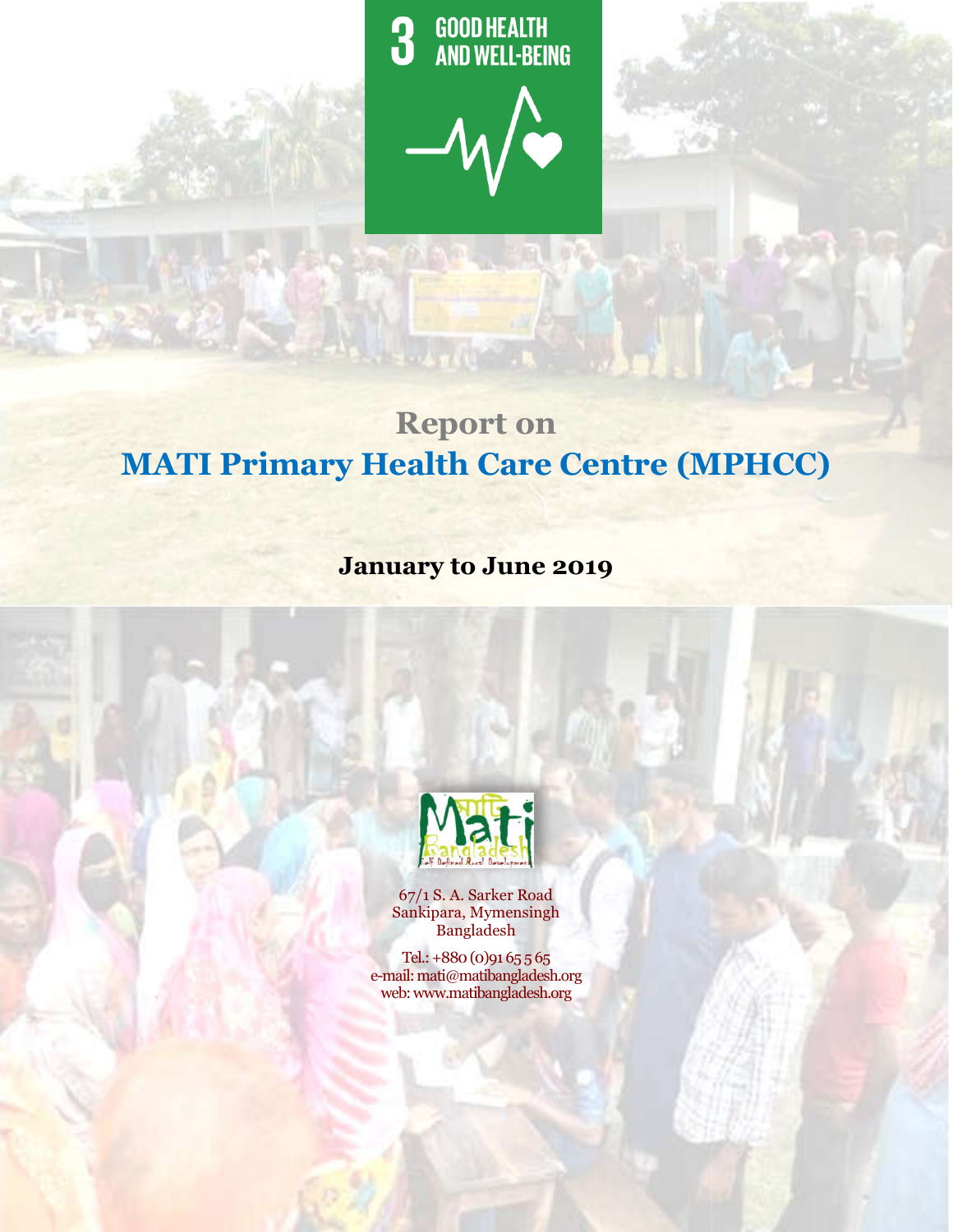3 GOOD HEALTH AND WELL-BEING

# Report on
# MATI Primary Health Care Centre (MPHCC)

**January to June 2019**

67/1 S. A. Sarker Road
Sankipara, Mymensingh
Bangladesh

Tel.: +880 (0)91 65 5 65
e-mail: mati@matibangladesh.org
web: www.matibangladesh.org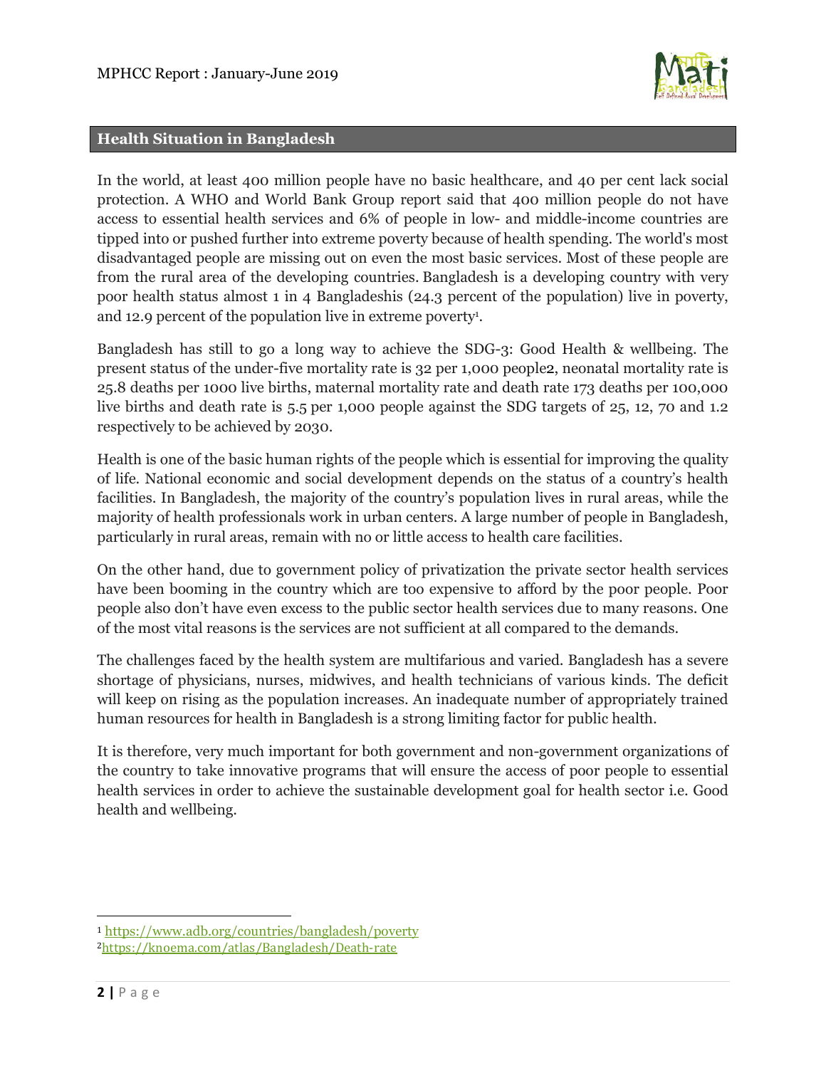## Health Situation in Bangladesh

In the world, at least 400 million people have no basic healthcare, and 40 per cent lack social protection. A WHO and World Bank Group report said that 400 million people do not have access to essential health services and 6% of people in low- and middle-income countries are tipped into or pushed further into extreme poverty because of health spending. The world's most disadvantaged people are missing out on even the most basic services. Most of these people are from the rural area of the developing countries. Bangladesh is a developing country with very poor health status almost 1 in 4 Bangladeshis (24.3 percent of the population) live in poverty, and 12.9 percent of the population live in extreme poverty[1].

Bangladesh has still to go a long way to achieve the SDG-3: Good Health & wellbeing. The present status of the under-five mortality rate is 32 per 1,000 people2, neonatal mortality rate is 25.8 deaths per 1000 live births, maternal mortality rate and death rate 173 deaths per 100,000 live births and death rate is 5.5 per 1,000 people against the SDG targets of 25, 12, 70 and 1.2 respectively to be achieved by 2030.

Health is one of the basic human rights of the people which is essential for improving the quality of life. National economic and social development depends on the status of a country's health facilities. In Bangladesh, the majority of the country's population lives in rural areas, while the majority of health professionals work in urban centers. A large number of people in Bangladesh, particularly in rural areas, remain with no or little access to health care facilities.

On the other hand, due to government policy of privatization the private sector health services have been booming in the country which are too expensive to afford by the poor people. Poor people also don't have even excess to the public sector health services due to many reasons. One of the most vital reasons is the services are not sufficient at all compared to the demands.

The challenges faced by the health system are multifarious and varied. Bangladesh has a severe shortage of physicians, nurses, midwives, and health technicians of various kinds. The deficit will keep on rising as the population increases. An inadequate number of appropriately trained human resources for health in Bangladesh is a strong limiting factor for public health.

It is therefore, very much important for both government and non-government organizations of the country to take innovative programs that will ensure the access of poor people to essential health services in order to achieve the sustainable development goal for health sector i.e. Good health and wellbeing.

---

[1] https://www.adb.org/countries/bangladesh/poverty

[2] https://knoema.com/atlas/Bangladesh/Death-rate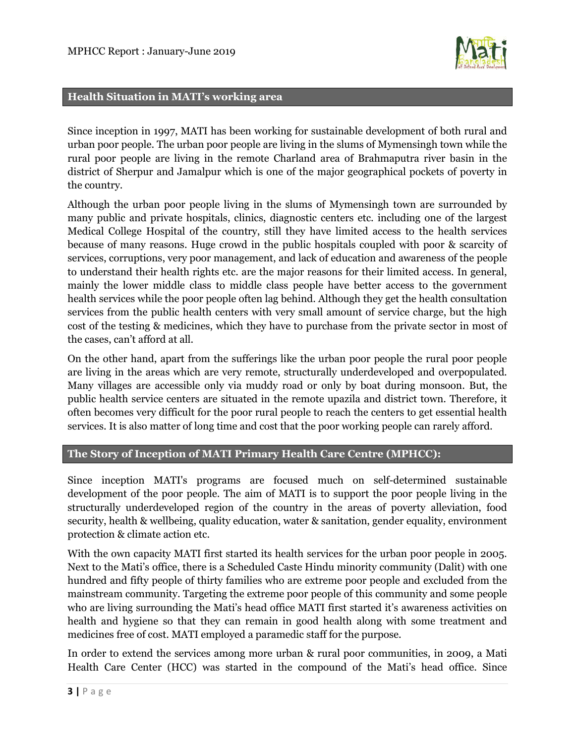## Health Situation in MATI's working area

Since inception in 1997, MATI has been working for sustainable development of both rural and urban poor people. The urban poor people are living in the slums of Mymensingh town while the rural poor people are living in the remote Charland area of Brahmaputra river basin in the district of Sherpur and Jamalpur which is one of the major geographical pockets of poverty in the country.

Although the urban poor people living in the slums of Mymensingh town are surrounded by many public and private hospitals, clinics, diagnostic centers etc. including one of the largest Medical College Hospital of the country, still they have limited access to the health services because of many reasons. Huge crowd in the public hospitals coupled with poor & scarcity of services, corruptions, very poor management, and lack of education and awareness of the people to understand their health rights etc. are the major reasons for their limited access. In general, mainly the lower middle class to middle class people have better access to the government health services while the poor people often lag behind. Although they get the health consultation services from the public health centers with very small amount of service charge, but the high cost of the testing & medicines, which they have to purchase from the private sector in most of the cases, can't afford at all.

On the other hand, apart from the sufferings like the urban poor people the rural poor people are living in the areas which are very remote, structurally underdeveloped and overpopulated. Many villages are accessible only via muddy road or only by boat during monsoon. But, the public health service centers are situated in the remote upazila and district town. Therefore, it often becomes very difficult for the poor rural people to reach the centers to get essential health services. It is also matter of long time and cost that the poor working people can rarely afford.

## The Story of Inception of MATI Primary Health Care Centre (MPHCC):

Since inception MATI's programs are focused much on self-determined sustainable development of the poor people. The aim of MATI is to support the poor people living in the structurally underdeveloped region of the country in the areas of poverty alleviation, food security, health & wellbeing, quality education, water & sanitation, gender equality, environment protection & climate action etc.

With the own capacity MATI first started its health services for the urban poor people in 2005. Next to the Mati's office, there is a Scheduled Caste Hindu minority community (Dalit) with one hundred and fifty people of thirty families who are extreme poor people and excluded from the mainstream community. Targeting the extreme poor people of this community and some people who are living surrounding the Mati's head office MATI first started it's awareness activities on health and hygiene so that they can remain in good health along with some treatment and medicines free of cost. MATI employed a paramedic staff for the purpose.

In order to extend the services among more urban & rural poor communities, in 2009, a Mati Health Care Center (HCC) was started in the compound of the Mati's head office. Since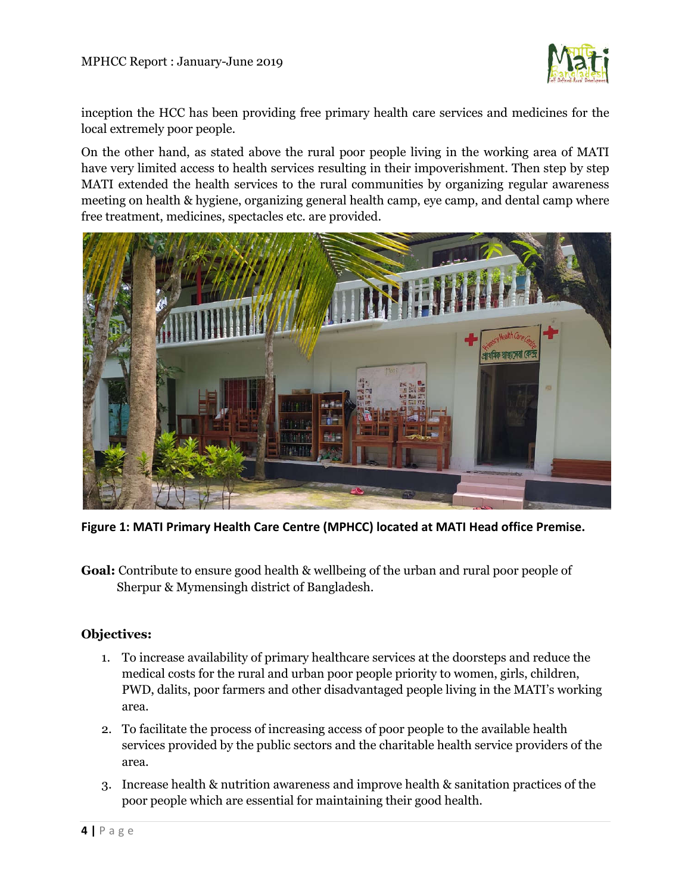inception the HCC has been providing free primary health care services and medicines for the local extremely poor people.

On the other hand, as stated above the rural poor people living in the working area of MATI have very limited access to health services resulting in their impoverishment. Then step by step MATI extended the health services to the rural communities by organizing regular awareness meeting on health & hygiene, organizing general health camp, eye camp, and dental camp where free treatment, medicines, spectacles etc. are provided.

**Figure 1: MATI Primary Health Care Centre (MPHCC) located at MATI Head office Premise.**

**Goal:** Contribute to ensure good health & wellbeing of the urban and rural poor people of Sherpur & Mymensingh district of Bangladesh.

**Objectives:**

1. To increase availability of primary healthcare services at the doorsteps and reduce the medical costs for the rural and urban poor people priority to women, girls, children, PWD, dalits, poor farmers and other disadvantaged people living in the MATI's working area.
2. To facilitate the process of increasing access of poor people to the available health services provided by the public sectors and the charitable health service providers of the area.
3. Increase health & nutrition awareness and improve health & sanitation practices of the poor people which are essential for maintaining their good health.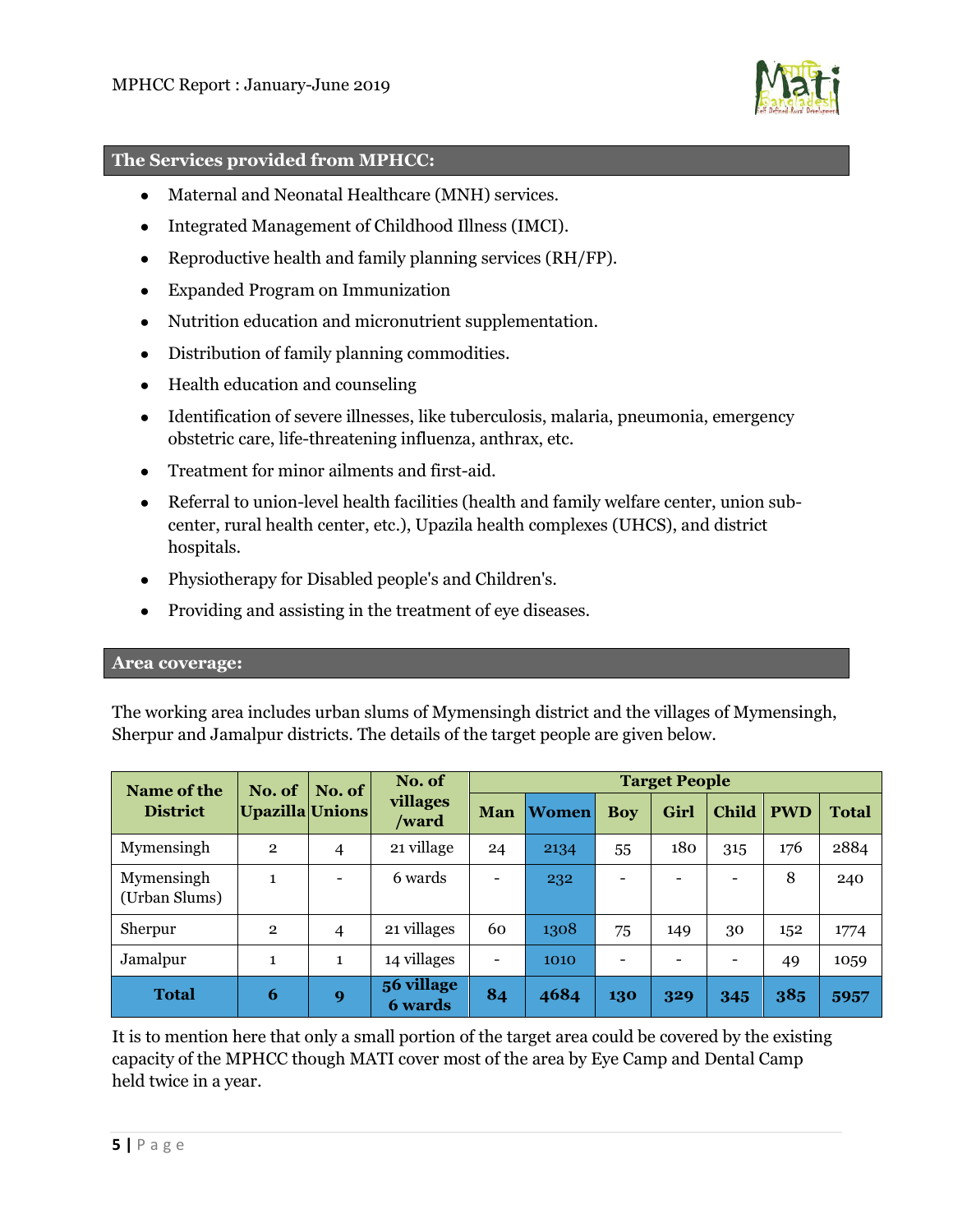## The Services provided from MPHCC:

- Maternal and Neonatal Healthcare (MNH) services.
- Integrated Management of Childhood Illness (IMCI).
- Reproductive health and family planning services (RH/FP).
- Expanded Program on Immunization
- Nutrition education and micronutrient supplementation.
- Distribution of family planning commodities.
- Health education and counseling
- Identification of severe illnesses, like tuberculosis, malaria, pneumonia, emergency obstetric care, life-threatening influenza, anthrax, etc.
- Treatment for minor ailments and first-aid.
- Referral to union-level health facilities (health and family welfare center, union sub-center, rural health center, etc.), Upazila health complexes (UHCS), and district hospitals.
- Physiotherapy for Disabled people's and Children's.
- Providing and assisting in the treatment of eye diseases.

## Area coverage:

The working area includes urban slums of Mymensingh district and the villages of Mymensingh, Sherpur and Jamalpur districts. The details of the target people are given below.

| Name of the District | No. of Upazilla | No. of Unions | No. of villages /ward | Target People | | | | | | |
|---|---|---|---|---|---|---|---|---|---|---|
| | | | | Man | Women | Boy | Girl | Child | PWD | Total |
| Mymensingh | 2 | 4 | 21 village | 24 | 2134 | 55 | 180 | 315 | 176 | 2884 |
| Mymensingh (Urban Slums) | 1 | - | 6 wards | - | 232 | - | - | - | 8 | 240 |
| Sherpur | 2 | 4 | 21 villages | 60 | 1308 | 75 | 149 | 30 | 152 | 1774 |
| Jamalpur | 1 | 1 | 14 villages | - | 1010 | - | - | - | 49 | 1059 |
| **Total** | **6** | **9** | **56 village 6 wards** | **84** | **4684** | **130** | **329** | **345** | **385** | **5957** |

It is to mention here that only a small portion of the target area could be covered by the existing capacity of the MPHCC though MATI cover most of the area by Eye Camp and Dental Camp held twice in a year.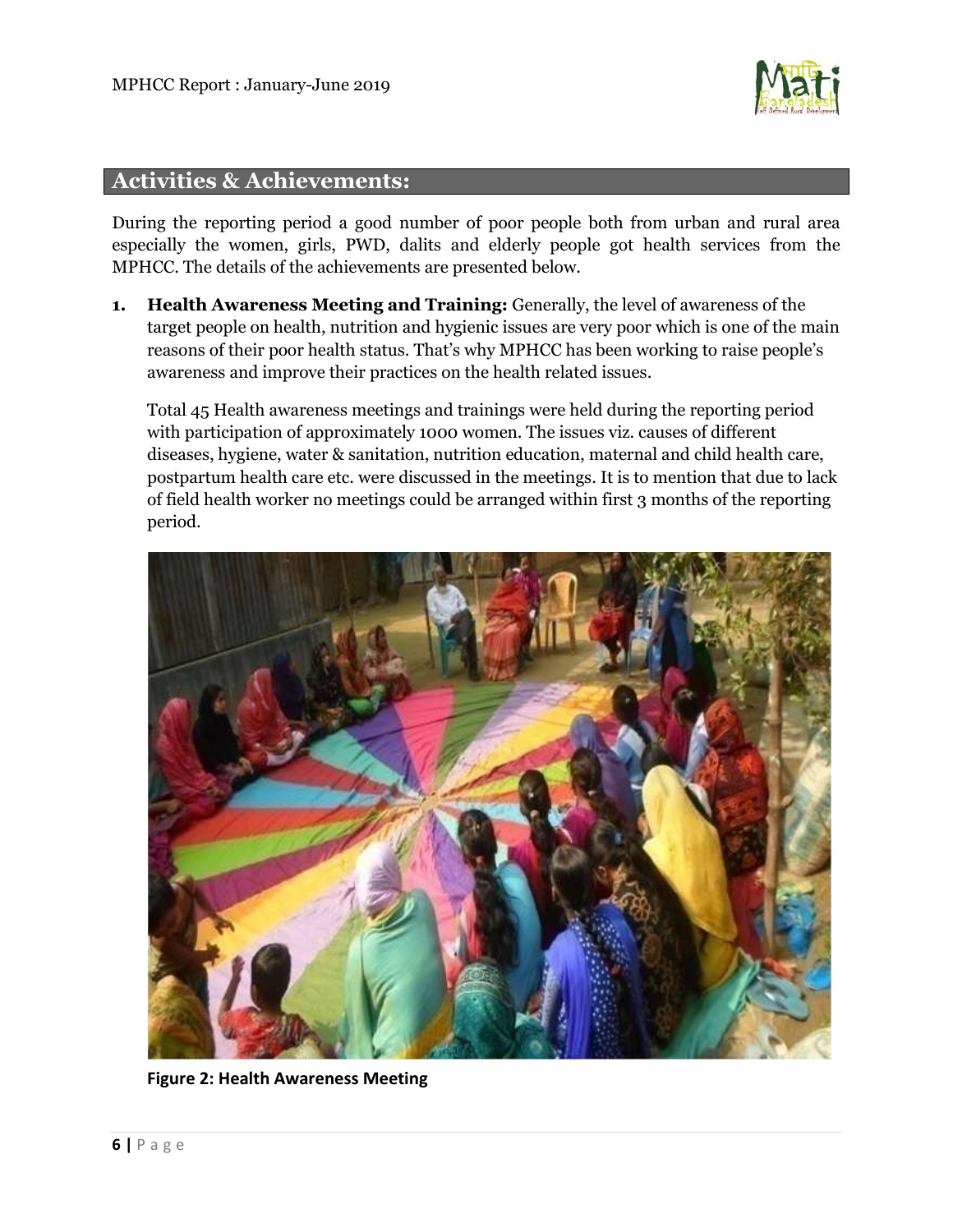## Activities & Achievements:

During the reporting period a good number of poor people both from urban and rural area especially the women, girls, PWD, dalits and elderly people got health services from the MPHCC. The details of the achievements are presented below.

1. **Health Awareness Meeting and Training:** Generally, the level of awareness of the target people on health, nutrition and hygienic issues are very poor which is one of the main reasons of their poor health status. That's why MPHCC has been working to raise people's awareness and improve their practices on the health related issues.

   Total 45 Health awareness meetings and trainings were held during the reporting period with participation of approximately 1000 women. The issues viz. causes of different diseases, hygiene, water & sanitation, nutrition education, maternal and child health care, postpartum health care etc. were discussed in the meetings. It is to mention that due to lack of field health worker no meetings could be arranged within first 3 months of the reporting period.

**Figure 2: Health Awareness Meeting**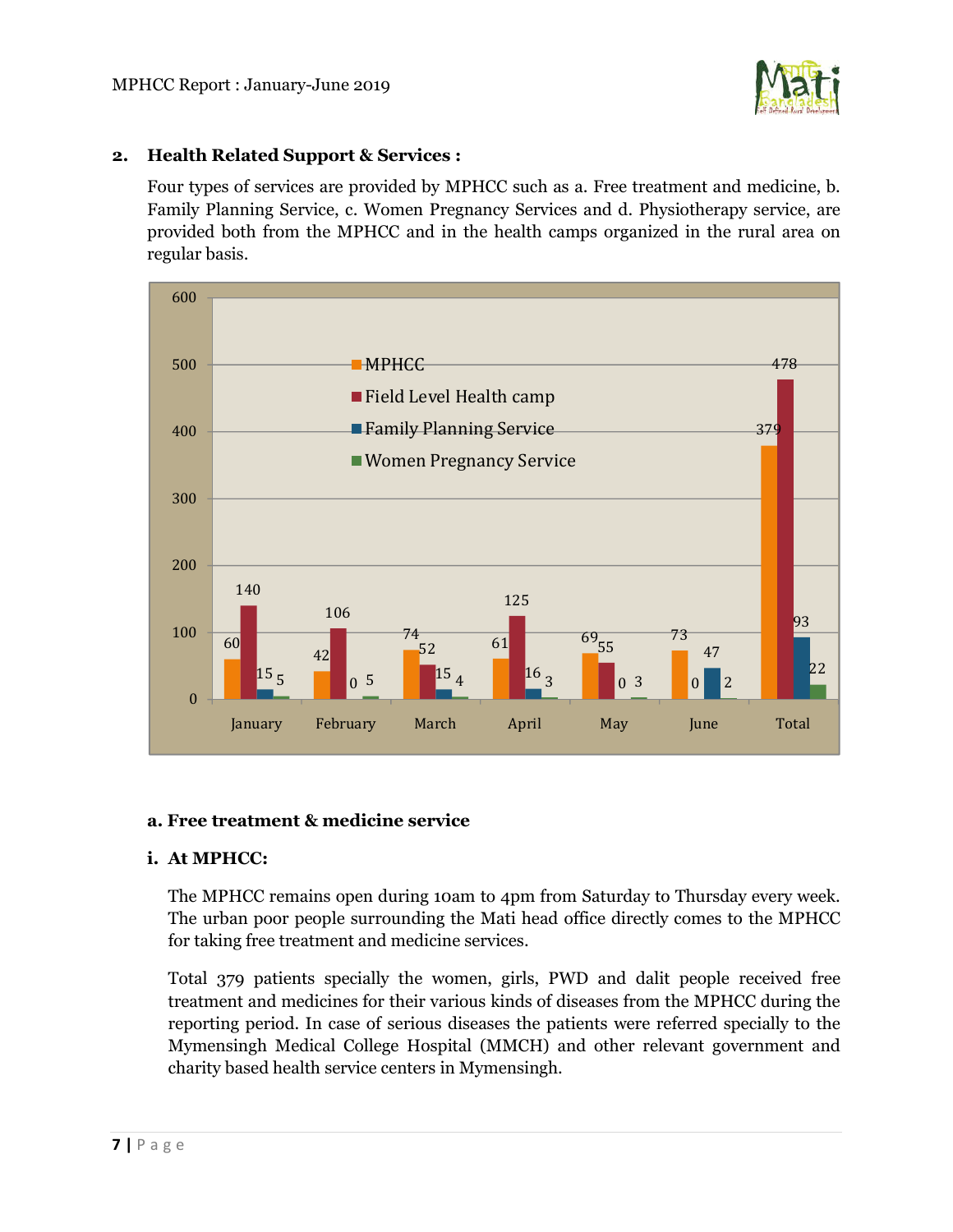## 2. Health Related Support & Services :

Four types of services are provided by MPHCC such as a. Free treatment and medicine, b. Family Planning Service, c. Women Pregnancy Services and d. Physiotherapy service, are provided both from the MPHCC and in the health camps organized in the rural area on regular basis.

| | MPHCC | Field Level Health camp | Family Planning Service | Women Pregnancy Service |
|---|---|---|---|---|
| January | 60 | 140 | 15 | 5 |
| February | 42 | 106 | 0 | 5 |
| March | 74 | 52 | 15 | 4 |
| April | 61 | 125 | 16 | 3 |
| May | 69 | 55 | 0 | 3 |
| June | 73 | 0 | 47 | 2 |
| Total | 379 | 478 | 93 | 22 |

### a. Free treatment & medicine service

#### i. At MPHCC:

The MPHCC remains open during 10am to 4pm from Saturday to Thursday every week. The urban poor people surrounding the Mati head office directly comes to the MPHCC for taking free treatment and medicine services.

Total 379 patients specially the women, girls, PWD and dalit people received free treatment and medicines for their various kinds of diseases from the MPHCC during the reporting period. In case of serious diseases the patients were referred specially to the Mymensingh Medical College Hospital (MMCH) and other relevant government and charity based health service centers in Mymensingh.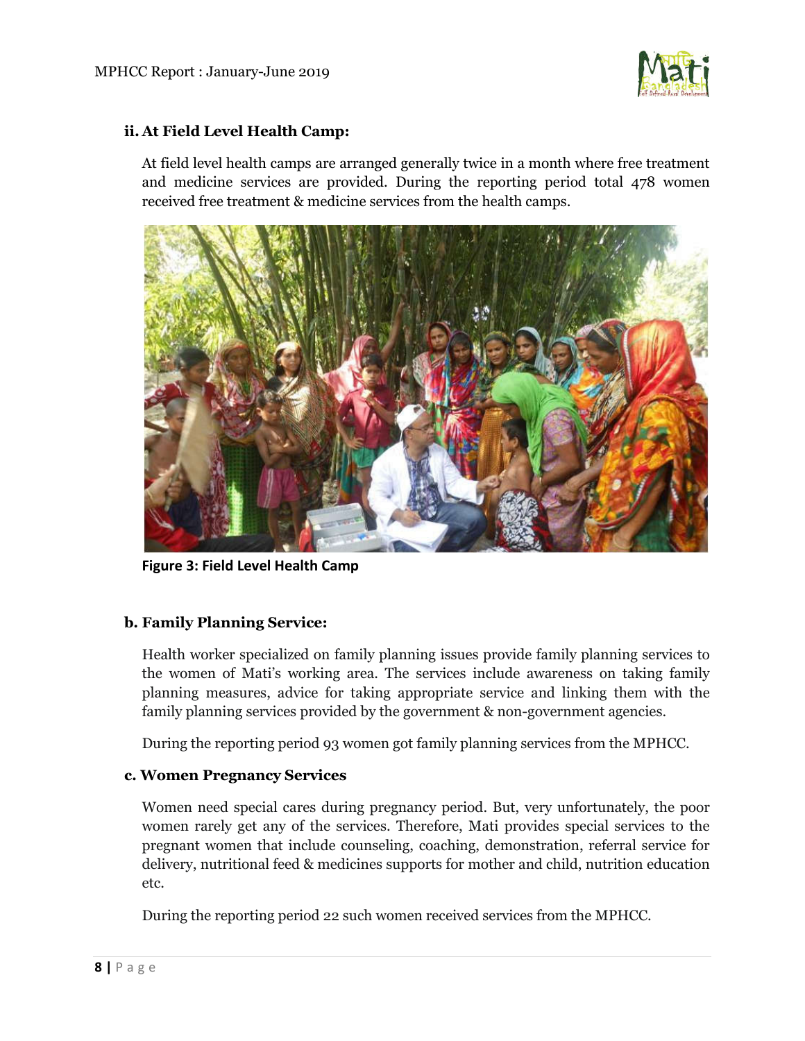### ii. At Field Level Health Camp:

At field level health camps are arranged generally twice in a month where free treatment and medicine services are provided. During the reporting period total 478 women received free treatment & medicine services from the health camps.

**Figure 3: Field Level Health Camp**

### b. Family Planning Service:

Health worker specialized on family planning issues provide family planning services to the women of Mati's working area. The services include awareness on taking family planning measures, advice for taking appropriate service and linking them with the family planning services provided by the government & non-government agencies.

During the reporting period 93 women got family planning services from the MPHCC.

### c. Women Pregnancy Services

Women need special cares during pregnancy period. But, very unfortunately, the poor women rarely get any of the services. Therefore, Mati provides special services to the pregnant women that include counseling, coaching, demonstration, referral service for delivery, nutritional feed & medicines supports for mother and child, nutrition education etc.

During the reporting period 22 such women received services from the MPHCC.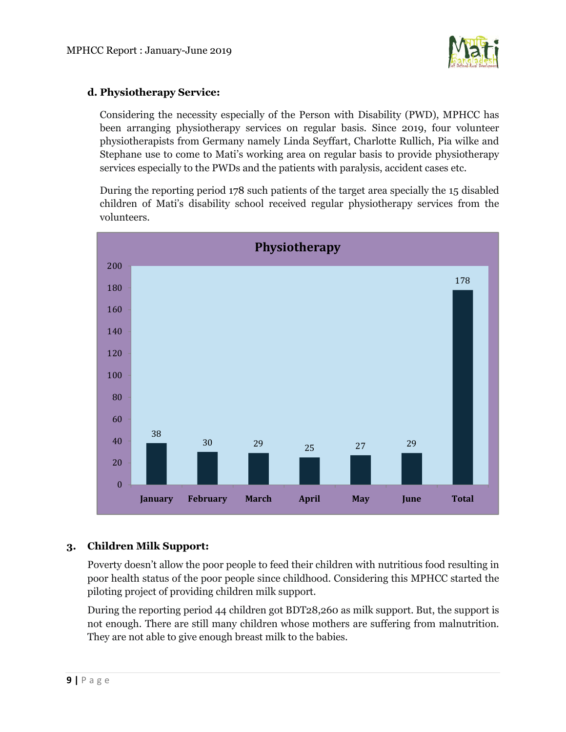### d. Physiotherapy Service:

Considering the necessity especially of the Person with Disability (PWD), MPHCC has been arranging physiotherapy services on regular basis. Since 2019, four volunteer physiotherapists from Germany namely Linda Seyffart, Charlotte Rullich, Pia wilke and Stephane use to come to Mati's working area on regular basis to provide physiotherapy services especially to the PWDs and the patients with paralysis, accident cases etc.

During the reporting period 178 such patients of the target area specially the 15 disabled children of Mati's disability school received regular physiotherapy services from the volunteers.

**Physiotherapy**

| January | February | March | April | May | June | Total |
|---|---|---|---|---|---|---|
| 38 | 30 | 29 | 25 | 27 | 29 | 178 |

## 3. Children Milk Support:

Poverty doesn't allow the poor people to feed their children with nutritious food resulting in poor health status of the poor people since childhood. Considering this MPHCC started the piloting project of providing children milk support.

During the reporting period 44 children got BDT28,260 as milk support. But, the support is not enough. There are still many children whose mothers are suffering from malnutrition. They are not able to give enough breast milk to the babies.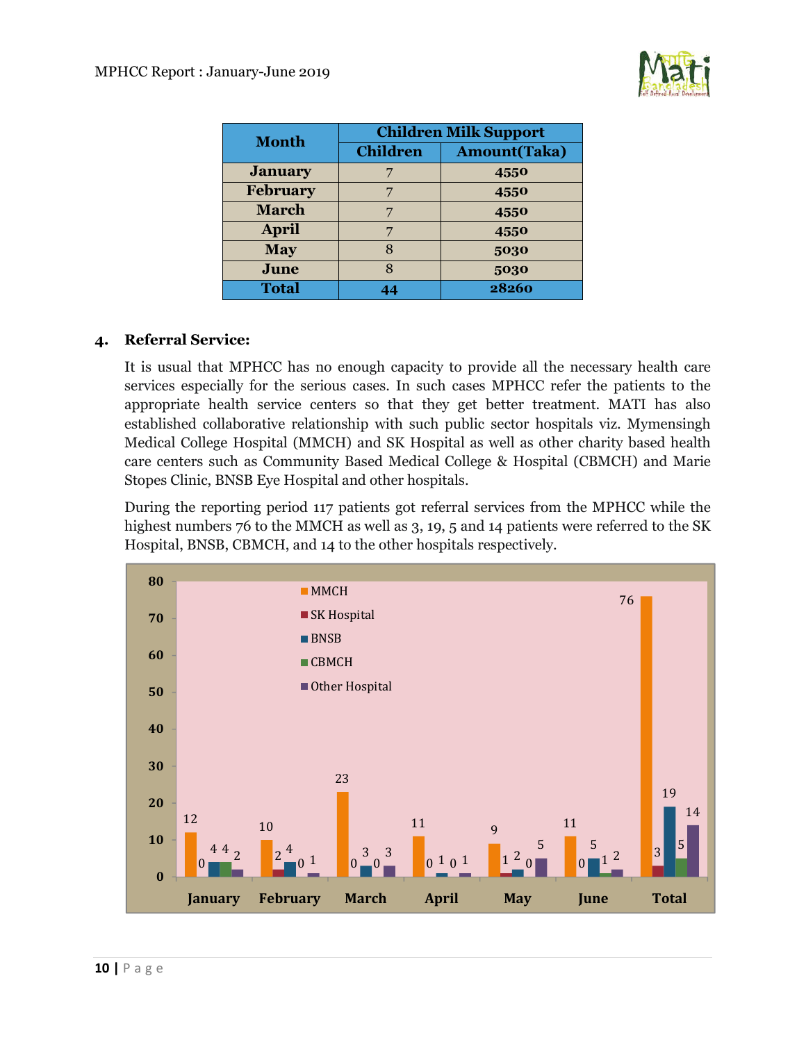| Month | Children Milk Support | |
|---|---|---|
| | Children | Amount(Taka) |
| January | 7 | 4550 |
| February | 7 | 4550 |
| March | 7 | 4550 |
| April | 7 | 4550 |
| May | 8 | 5030 |
| June | 8 | 5030 |
| Total | 44 | 28260 |

## 4. Referral Service:

It is usual that MPHCC has no enough capacity to provide all the necessary health care services especially for the serious cases. In such cases MPHCC refer the patients to the appropriate health service centers so that they get better treatment. MATI has also established collaborative relationship with such public sector hospitals viz. Mymensingh Medical College Hospital (MMCH) and SK Hospital as well as other charity based health care centers such as Community Based Medical College & Hospital (CBMCH) and Marie Stopes Clinic, BNSB Eye Hospital and other hospitals.

During the reporting period 117 patients got referral services from the MPHCC while the highest numbers 76 to the MMCH as well as 3, 19, 5 and 14 patients were referred to the SK Hospital, BNSB, CBMCH, and 14 to the other hospitals respectively.

| | MMCH | SK Hospital | BNSB | CBMCH | Other Hospital |
|---|---|---|---|---|---|
| January | 12 | 0 | 4 | 4 | 2 |
| February | 10 | 2 | 4 | 0 | 1 |
| March | 23 | 0 | 3 | 0 | 3 |
| April | 11 | 0 | 1 | 0 | 1 |
| May | 9 | 1 | 2 | 0 | 5 |
| June | 11 | 0 | 5 | 1 | 2 |
| Total | 76 | 3 | 19 | 5 | 14 |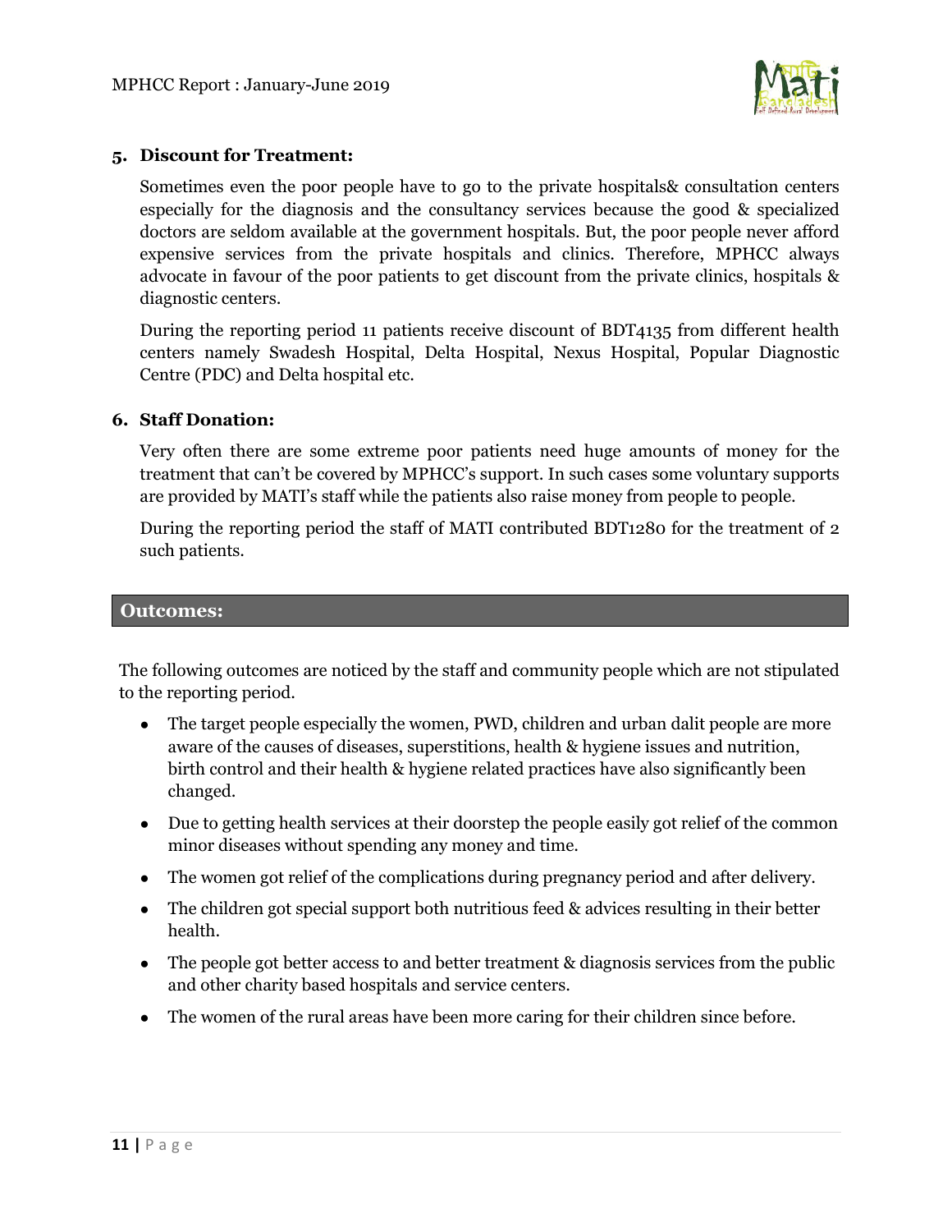**5. Discount for Treatment:**

Sometimes even the poor people have to go to the private hospitals& consultation centers especially for the diagnosis and the consultancy services because the good & specialized doctors are seldom available at the government hospitals. But, the poor people never afford expensive services from the private hospitals and clinics. Therefore, MPHCC always advocate in favour of the poor patients to get discount from the private clinics, hospitals & diagnostic centers.

During the reporting period 11 patients receive discount of BDT4135 from different health centers namely Swadesh Hospital, Delta Hospital, Nexus Hospital, Popular Diagnostic Centre (PDC) and Delta hospital etc.

**6. Staff Donation:**

Very often there are some extreme poor patients need huge amounts of money for the treatment that can't be covered by MPHCC's support. In such cases some voluntary supports are provided by MATI's staff while the patients also raise money from people to people.

During the reporting period the staff of MATI contributed BDT1280 for the treatment of 2 such patients.

## Outcomes:

The following outcomes are noticed by the staff and community people which are not stipulated to the reporting period.

- The target people especially the women, PWD, children and urban dalit people are more aware of the causes of diseases, superstitions, health & hygiene issues and nutrition, birth control and their health & hygiene related practices have also significantly been changed.
- Due to getting health services at their doorstep the people easily got relief of the common minor diseases without spending any money and time.
- The women got relief of the complications during pregnancy period and after delivery.
- The children got special support both nutritious feed & advices resulting in their better health.
- The people got better access to and better treatment & diagnosis services from the public and other charity based hospitals and service centers.
- The women of the rural areas have been more caring for their children since before.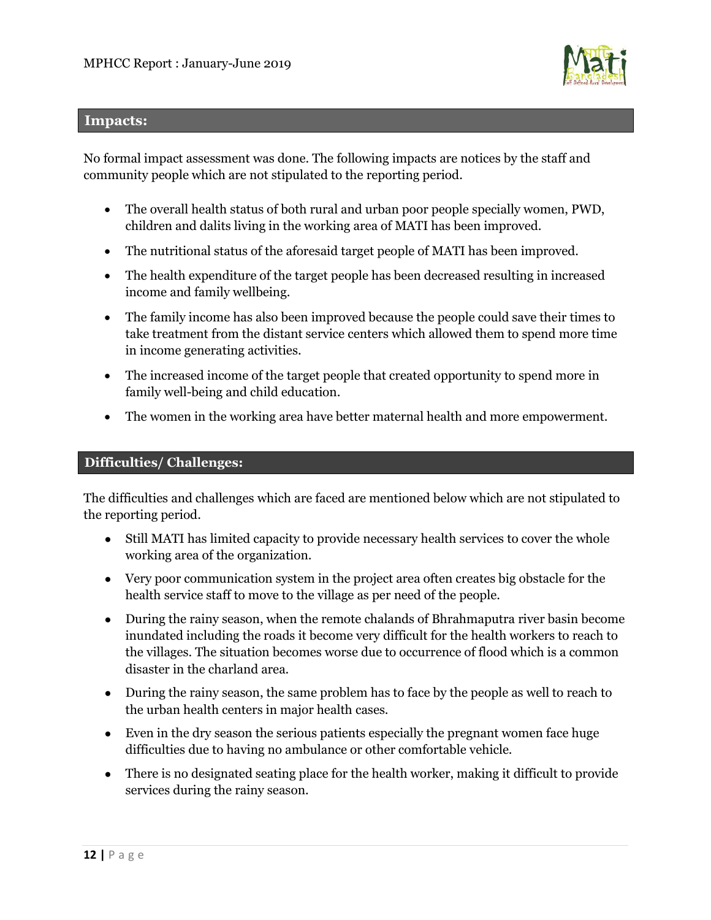## Impacts:

No formal impact assessment was done. The following impacts are notices by the staff and community people which are not stipulated to the reporting period.

- The overall health status of both rural and urban poor people specially women, PWD, children and dalits living in the working area of MATI has been improved.
- The nutritional status of the aforesaid target people of MATI has been improved.
- The health expenditure of the target people has been decreased resulting in increased income and family wellbeing.
- The family income has also been improved because the people could save their times to take treatment from the distant service centers which allowed them to spend more time in income generating activities.
- The increased income of the target people that created opportunity to spend more in family well-being and child education.
- The women in the working area have better maternal health and more empowerment.

## Difficulties/ Challenges:

The difficulties and challenges which are faced are mentioned below which are not stipulated to the reporting period.

- Still MATI has limited capacity to provide necessary health services to cover the whole working area of the organization.
- Very poor communication system in the project area often creates big obstacle for the health service staff to move to the village as per need of the people.
- During the rainy season, when the remote chalands of Bhrahmaputra river basin become inundated including the roads it become very difficult for the health workers to reach to the villages. The situation becomes worse due to occurrence of flood which is a common disaster in the charland area.
- During the rainy season, the same problem has to face by the people as well to reach to the urban health centers in major health cases.
- Even in the dry season the serious patients especially the pregnant women face huge difficulties due to having no ambulance or other comfortable vehicle.
- There is no designated seating place for the health worker, making it difficult to provide services during the rainy season.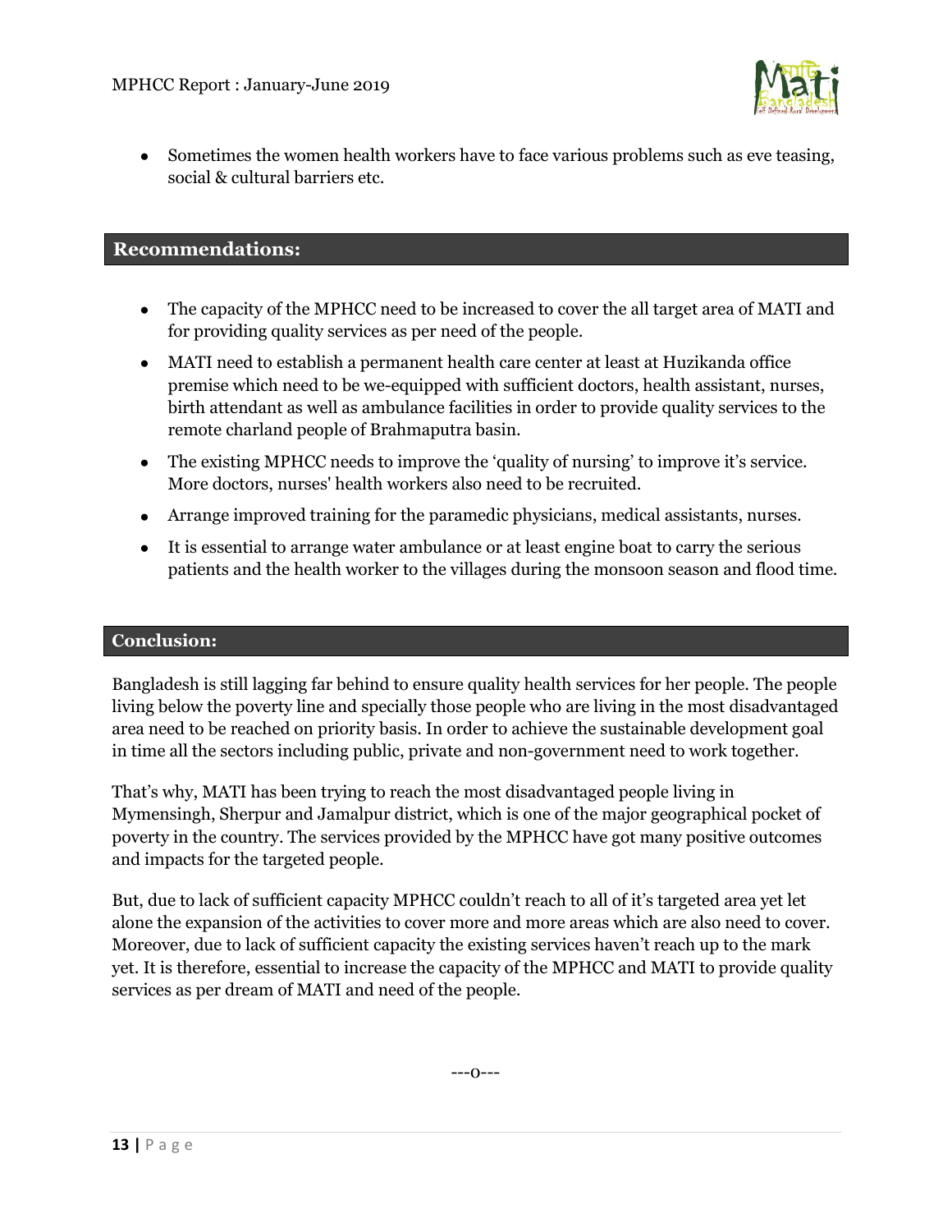- Sometimes the women health workers have to face various problems such as eve teasing, social & cultural barriers etc.

## Recommendations:

- The capacity of the MPHCC need to be increased to cover the all target area of MATI and for providing quality services as per need of the people.
- MATI need to establish a permanent health care center at least at Huzikanda office premise which need to be we-equipped with sufficient doctors, health assistant, nurses, birth attendant as well as ambulance facilities in order to provide quality services to the remote charland people of Brahmaputra basin.
- The existing MPHCC needs to improve the 'quality of nursing' to improve it's service. More doctors, nurses' health workers also need to be recruited.
- Arrange improved training for the paramedic physicians, medical assistants, nurses.
- It is essential to arrange water ambulance or at least engine boat to carry the serious patients and the health worker to the villages during the monsoon season and flood time.

## Conclusion:

Bangladesh is still lagging far behind to ensure quality health services for her people. The people living below the poverty line and specially those people who are living in the most disadvantaged area need to be reached on priority basis. In order to achieve the sustainable development goal in time all the sectors including public, private and non-government need to work together.

That's why, MATI has been trying to reach the most disadvantaged people living in Mymensingh, Sherpur and Jamalpur district, which is one of the major geographical pocket of poverty in the country. The services provided by the MPHCC have got many positive outcomes and impacts for the targeted people.

But, due to lack of sufficient capacity MPHCC couldn't reach to all of it's targeted area yet let alone the expansion of the activities to cover more and more areas which are also need to cover. Moreover, due to lack of sufficient capacity the existing services haven't reach up to the mark yet. It is therefore, essential to increase the capacity of the MPHCC and MATI to provide quality services as per dream of MATI and need of the people.

---o---